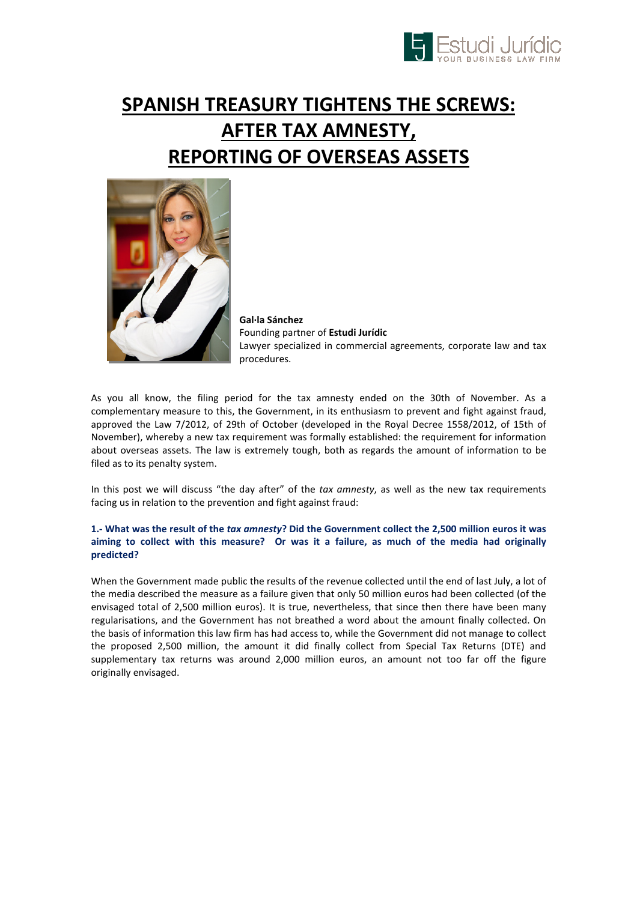# SPANISH TREASURY TIGHTENS THE SCREWS: AFTER TAX AMNESTY, REPORTING OF OVERSEAS ASSETS

**Gal·la Sánchez**
Founding partner of **Estudi Jurídic**
Lawyer specialized in commercial agreements, corporate law and tax procedures.

As you all know, the filing period for the tax amnesty ended on the 30th of November. As a complementary measure to this, the Government, in its enthusiasm to prevent and fight against fraud, approved the Law 7/2012, of 29th of October (developed in the Royal Decree 1558/2012, of 15th of November), whereby a new tax requirement was formally established: the requirement for information about overseas assets. The law is extremely tough, both as regards the amount of information to be filed as to its penalty system.

In this post we will discuss "the day after" of the *tax amnesty*, as well as the new tax requirements facing us in relation to the prevention and fight against fraud:

### 1.- What was the result of the *tax amnesty*? Did the Government collect the 2,500 million euros it was aiming to collect with this measure? Or was it a failure, as much of the media had originally predicted?

When the Government made public the results of the revenue collected until the end of last July, a lot of the media described the measure as a failure given that only 50 million euros had been collected (of the envisaged total of 2,500 million euros). It is true, nevertheless, that since then there have been many regularisations, and the Government has not breathed a word about the amount finally collected. On the basis of information this law firm has had access to, while the Government did not manage to collect the proposed 2,500 million, the amount it did finally collect from Special Tax Returns (DTE) and supplementary tax returns was around 2,000 million euros, an amount not too far off the figure originally envisaged.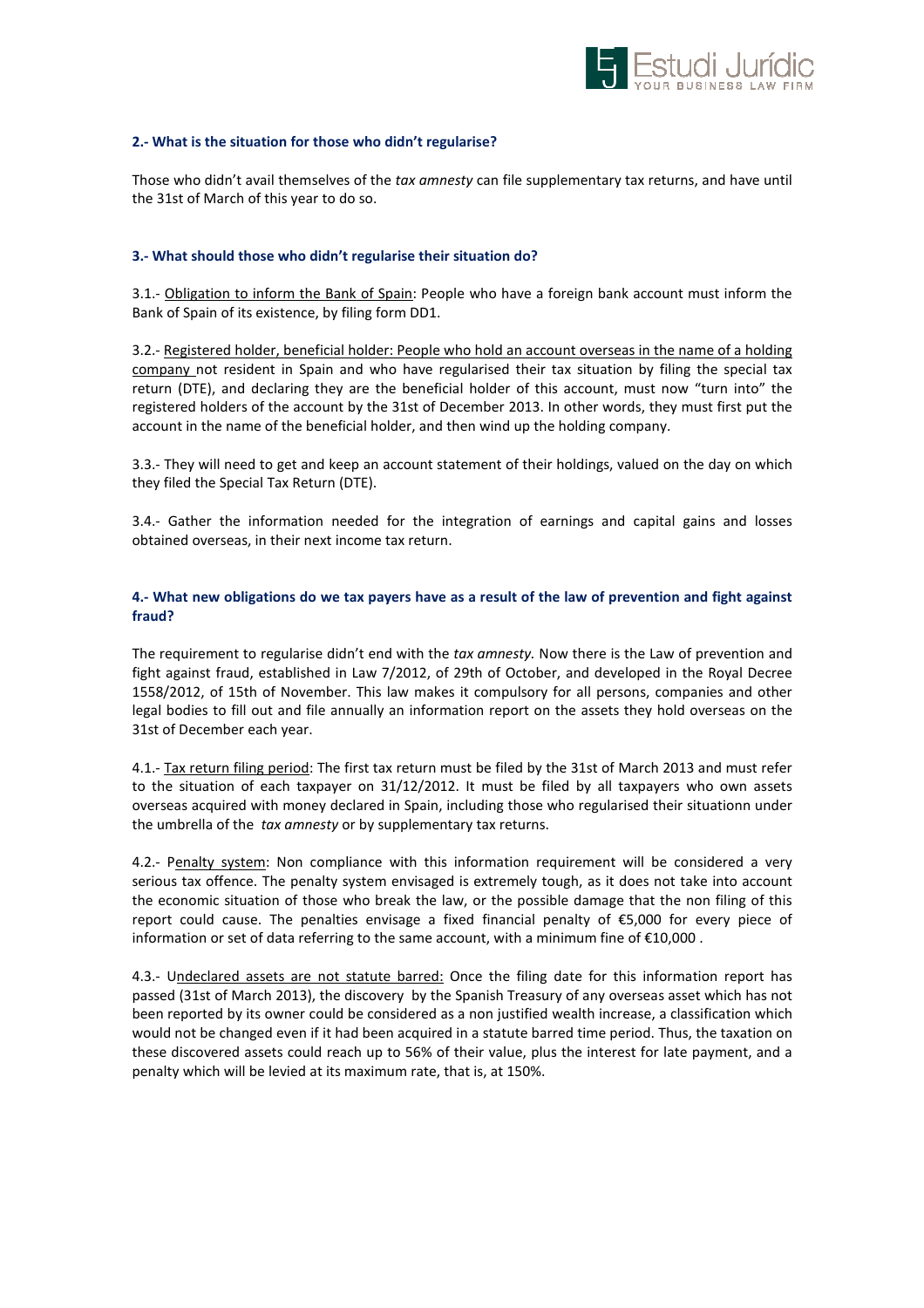#### 2.- What is the situation for those who didn't regularise?

Those who didn't avail themselves of the *tax amnesty* can file supplementary tax returns, and have until the 31st of March of this year to do so.

#### 3.- What should those who didn't regularise their situation do?

3.1.- Obligation to inform the Bank of Spain: People who have a foreign bank account must inform the Bank of Spain of its existence, by filing form DD1.

3.2.- Registered holder, beneficial holder: People who hold an account overseas in the name of a holding company not resident in Spain and who have regularised their tax situation by filing the special tax return (DTE), and declaring they are the beneficial holder of this account, must now "turn into" the registered holders of the account by the 31st of December 2013. In other words, they must first put the account in the name of the beneficial holder, and then wind up the holding company.

3.3.- They will need to get and keep an account statement of their holdings, valued on the day on which they filed the Special Tax Return (DTE).

3.4.- Gather the information needed for the integration of earnings and capital gains and losses obtained overseas, in their next income tax return.

#### 4.- What new obligations do we tax payers have as a result of the law of prevention and fight against fraud?

The requirement to regularise didn't end with the *tax amnesty.* Now there is the Law of prevention and fight against fraud, established in Law 7/2012, of 29th of October, and developed in the Royal Decree 1558/2012, of 15th of November. This law makes it compulsory for all persons, companies and other legal bodies to fill out and file annually an information report on the assets they hold overseas on the 31st of December each year.

4.1.- Tax return filing period: The first tax return must be filed by the 31st of March 2013 and must refer to the situation of each taxpayer on 31/12/2012. It must be filed by all taxpayers who own assets overseas acquired with money declared in Spain, including those who regularised their situationn under the umbrella of the *tax amnesty* or by supplementary tax returns.

4.2.- Penalty system: Non compliance with this information requirement will be considered a very serious tax offence. The penalty system envisaged is extremely tough, as it does not take into account the economic situation of those who break the law, or the possible damage that the non filing of this report could cause. The penalties envisage a fixed financial penalty of €5,000 for every piece of information or set of data referring to the same account, with a minimum fine of €10,000 .

4.3.- Undeclared assets are not statute barred: Once the filing date for this information report has passed (31st of March 2013), the discovery by the Spanish Treasury of any overseas asset which has not been reported by its owner could be considered as a non justified wealth increase, a classification which would not be changed even if it had been acquired in a statute barred time period. Thus, the taxation on these discovered assets could reach up to 56% of their value, plus the interest for late payment, and a penalty which will be levied at its maximum rate, that is, at 150%.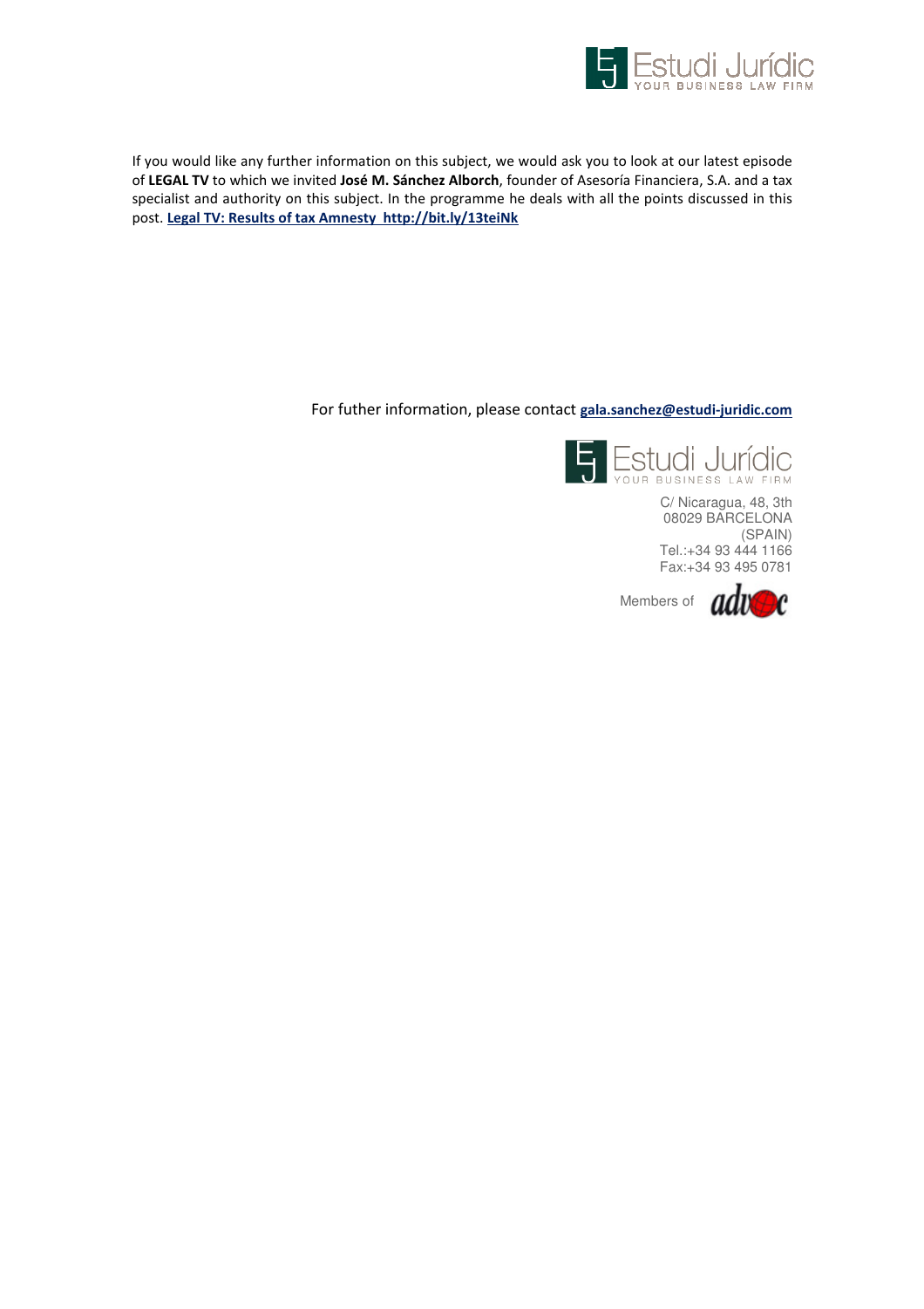If you would like any further information on this subject, we would ask you to look at our latest episode of **LEGAL TV** to which we invited **José M. Sánchez Alborch**, founder of Asesoría Financiera, S.A. and a tax specialist and authority on this subject. In the programme he deals with all the points discussed in this post. **Legal TV: Results of tax Amnesty http://bit.ly/13teiNk**

For futher information, please contact **gala.sanchez@estudi-juridic.com**

Estudi Jurídic
YOUR BUSINESS LAW FIRM

C/ Nicaragua, 48, 3th
08029 BARCELONA
(SPAIN)
Tel.:+34 93 444 1166
Fax:+34 93 495 0781

Members of advoc